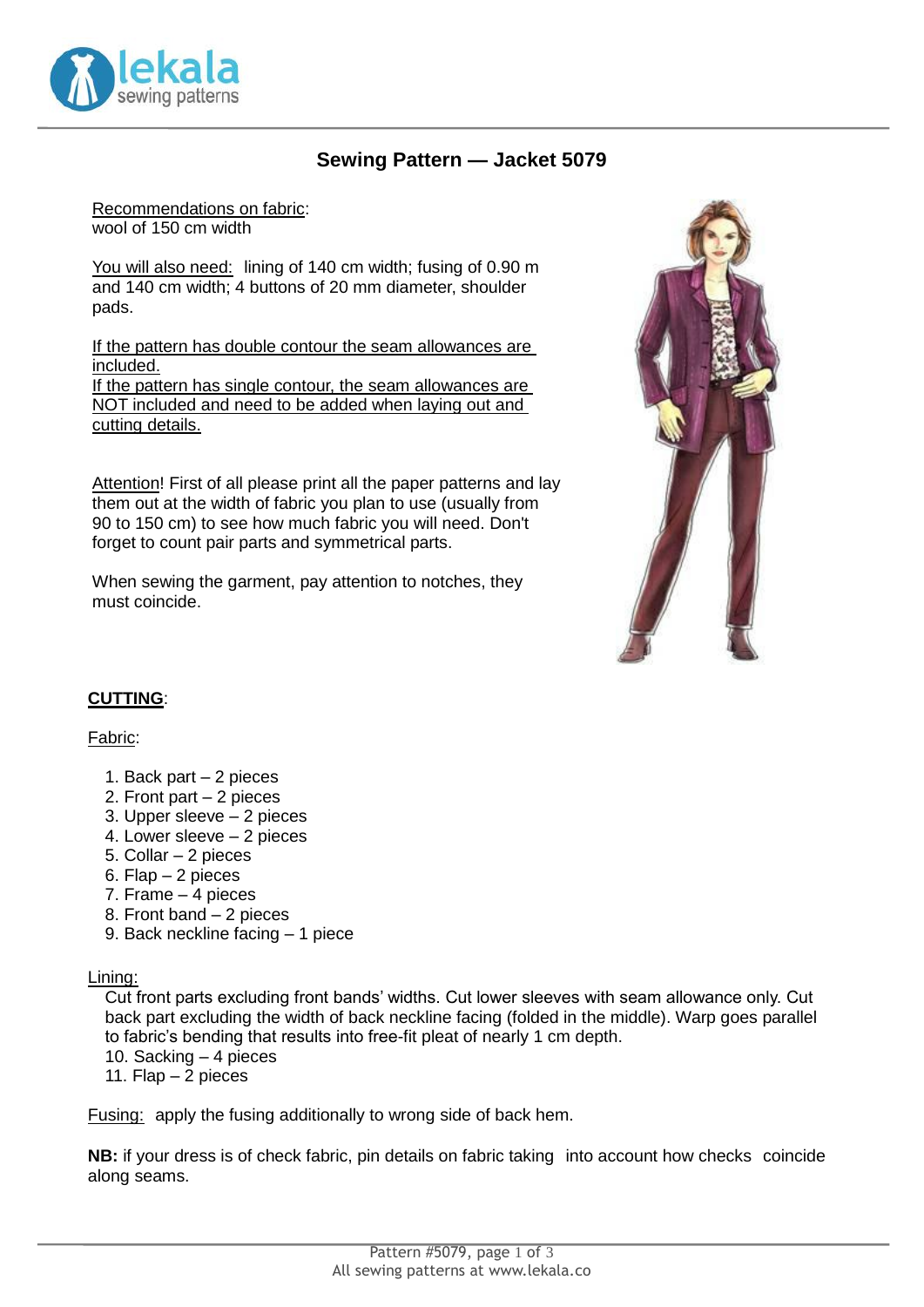# Sewing Pattern — Jacket 5079

Recommendations on fabric:
wool of 150 cm width

You will also need: lining of 140 cm width; fusing of 0.90 m and 140 cm width; 4 buttons of 20 mm diameter, shoulder pads.

If the pattern has double contour the seam allowances are included.
If the pattern has single contour, the seam allowances are NOT included and need to be added when laying out and cutting details.

Attention! First of all please print all the paper patterns and lay them out at the width of fabric you plan to use (usually from 90 to 150 cm) to see how much fabric you will need. Don't forget to count pair parts and symmetrical parts.

When sewing the garment, pay attention to notches, they must coincide.

## CUTTING:

Fabric:

1. Back part – 2 pieces
2. Front part – 2 pieces
3. Upper sleeve – 2 pieces
4. Lower sleeve – 2 pieces
5. Collar – 2 pieces
6. Flap – 2 pieces
7. Frame – 4 pieces
8. Front band – 2 pieces
9. Back neckline facing – 1 piece

Lining:

Cut front parts excluding front bands' widths. Cut lower sleeves with seam allowance only. Cut back part excluding the width of back neckline facing (folded in the middle). Warp goes parallel to fabric's bending that results into free-fit pleat of nearly 1 cm depth.

10. Sacking – 4 pieces
11. Flap – 2 pieces

Fusing: apply the fusing additionally to wrong side of back hem.

**NB:** if your dress is of check fabric, pin details on fabric taking into account how checks coincide along seams.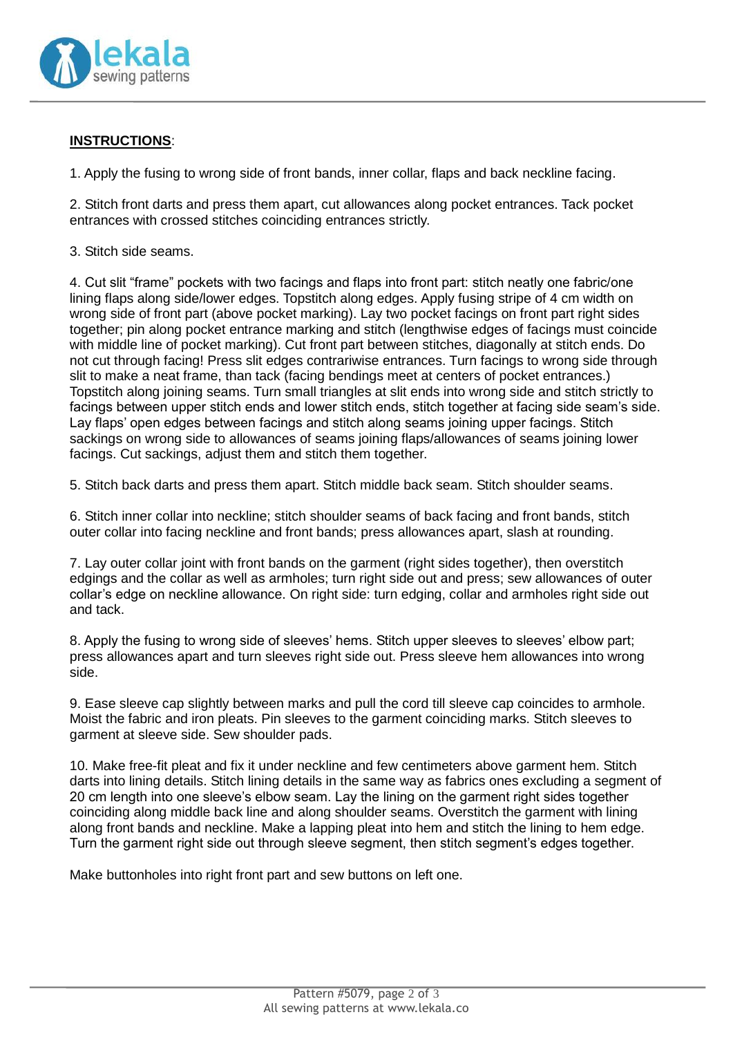**INSTRUCTIONS**:

1. Apply the fusing to wrong side of front bands, inner collar, flaps and back neckline facing.

2. Stitch front darts and press them apart, cut allowances along pocket entrances. Tack pocket entrances with crossed stitches coinciding entrances strictly.

3. Stitch side seams.

4. Cut slit "frame" pockets with two facings and flaps into front part: stitch neatly one fabric/one lining flaps along side/lower edges. Topstitch along edges. Apply fusing stripe of 4 cm width on wrong side of front part (above pocket marking). Lay two pocket facings on front part right sides together; pin along pocket entrance marking and stitch (lengthwise edges of facings must coincide with middle line of pocket marking). Cut front part between stitches, diagonally at stitch ends. Do not cut through facing! Press slit edges contrariwise entrances. Turn facings to wrong side through slit to make a neat frame, than tack (facing bendings meet at centers of pocket entrances.) Topstitch along joining seams. Turn small triangles at slit ends into wrong side and stitch strictly to facings between upper stitch ends and lower stitch ends, stitch together at facing side seam's side. Lay flaps' open edges between facings and stitch along seams joining upper facings. Stitch sackings on wrong side to allowances of seams joining flaps/allowances of seams joining lower facings. Cut sackings, adjust them and stitch them together.

5. Stitch back darts and press them apart. Stitch middle back seam. Stitch shoulder seams.

6. Stitch inner collar into neckline; stitch shoulder seams of back facing and front bands, stitch outer collar into facing neckline and front bands; press allowances apart, slash at rounding.

7. Lay outer collar joint with front bands on the garment (right sides together), then overstitch edgings and the collar as well as armholes; turn right side out and press; sew allowances of outer collar's edge on neckline allowance. On right side: turn edging, collar and armholes right side out and tack.

8. Apply the fusing to wrong side of sleeves' hems. Stitch upper sleeves to sleeves' elbow part; press allowances apart and turn sleeves right side out. Press sleeve hem allowances into wrong side.

9. Ease sleeve cap slightly between marks and pull the cord till sleeve cap coincides to armhole. Moist the fabric and iron pleats. Pin sleeves to the garment coinciding marks. Stitch sleeves to garment at sleeve side. Sew shoulder pads.

10. Make free-fit pleat and fix it under neckline and few centimeters above garment hem. Stitch darts into lining details. Stitch lining details in the same way as fabrics ones excluding a segment of 20 cm length into one sleeve's elbow seam. Lay the lining on the garment right sides together coinciding along middle back line and along shoulder seams. Overstitch the garment with lining along front bands and neckline. Make a lapping pleat into hem and stitch the lining to hem edge. Turn the garment right side out through sleeve segment, then stitch segment's edges together.

Make buttonholes into right front part and sew buttons on left one.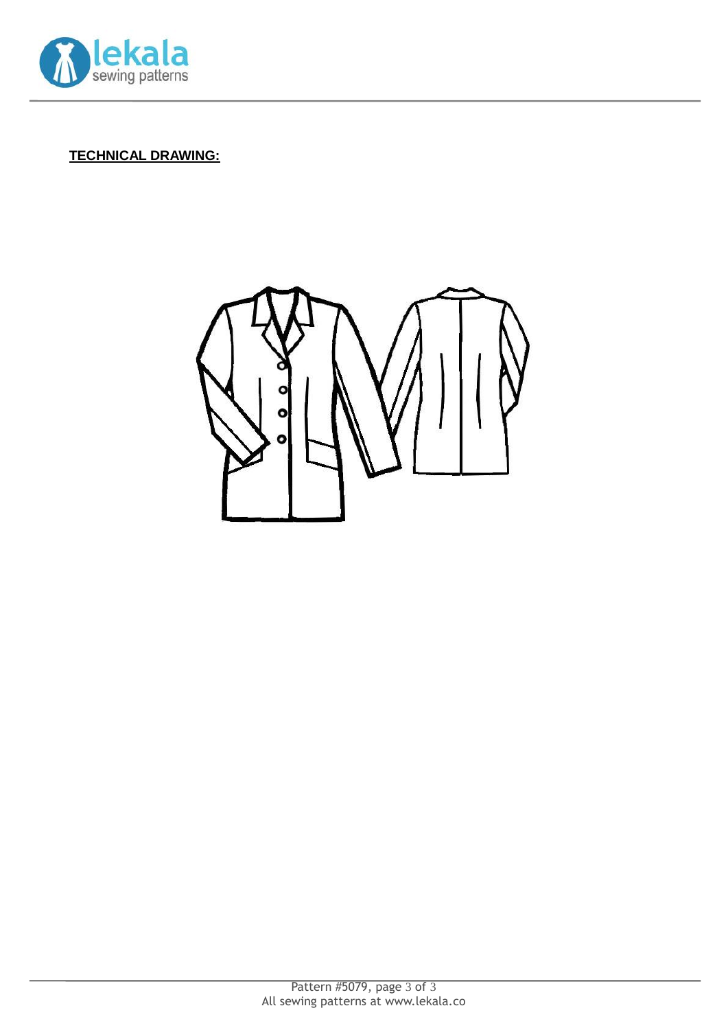**TECHNICAL DRAWING:**